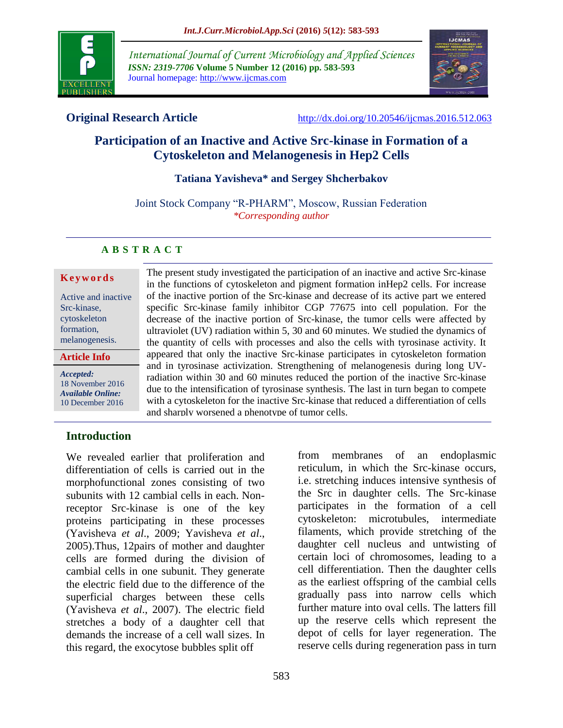**Original Research Article** http://dx.doi.org/10.20546/ijcmas.2016.512.063

# Participation of an Inactive and Active Src-kinase in Formation of a Cytoskeleton and Melanogenesis in Hep2 Cells

**Tatiana Yavisheva* and Sergey Shcherbakov**

Joint Stock Company "R-PHARM", Moscow, Russian Federation

*\*Corresponding author*

## ABSTRACT

**Keywords**

Active and inactive Src-kinase, cytoskeleton formation, melanogenesis.

**Article Info**

*Accepted:* 18 November 2016

*Available Online:* 10 December 2016

The present study investigated the participation of an inactive and active Src-kinase in the functions of cytoskeleton and pigment formation inHep2 cells. For increase of the inactive portion of the Src-kinase and decrease of its active part we entered specific Src-kinase family inhibitor CGP 77675 into cell population. For the decrease of the inactive portion of Src-kinase, the tumor cells were affected by ultraviolet (UV) radiation within 5, 30 and 60 minutes. We studied the dynamics of the quantity of cells with processes and also the cells with tyrosinase activity. It appeared that only the inactive Src-kinase participates in cytoskeleton formation and in tyrosinase activization. Strengthening of melanogenesis during long UV-radiation within 30 and 60 minutes reduced the portion of the inactive Src-kinase due to the intensification of tyrosinase synthesis. The last in turn began to compete with a cytoskeleton for the inactive Src-kinase that reduced a differentiation of cells and sharply worsened a phenotype of tumor cells.

## Introduction

We revealed earlier that proliferation and differentiation of cells is carried out in the morphofunctional zones consisting of two subunits with 12 cambial cells in each. Non-receptor Src-kinase is one of the key proteins participating in these processes (Yavisheva *et al.*, 2009; Yavisheva *et al.*, 2005).Thus, 12pairs of mother and daughter cells are formed during the division of cambial cells in one subunit. They generate the electric field due to the difference of the superficial charges between these cells (Yavisheva *et al.*, 2007). The electric field stretches a body of a daughter cell that demands the increase of a cell wall sizes. In this regard, the exocytose bubbles split off from membranes of an endoplasmic reticulum, in which the Src-kinase occurs, i.e. stretching induces intensive synthesis of the Src in daughter cells. The Src-kinase participates in the formation of a cell cytoskeleton: microtubules, intermediate filaments, which provide stretching of the daughter cell nucleus and untwisting of certain loci of chromosomes, leading to a cell differentiation. Then the daughter cells as the earliest offspring of the cambial cells gradually pass into narrow cells which further mature into oval cells. The latters fill up the reserve cells which represent the depot of cells for layer regeneration. The reserve cells during regeneration pass in turn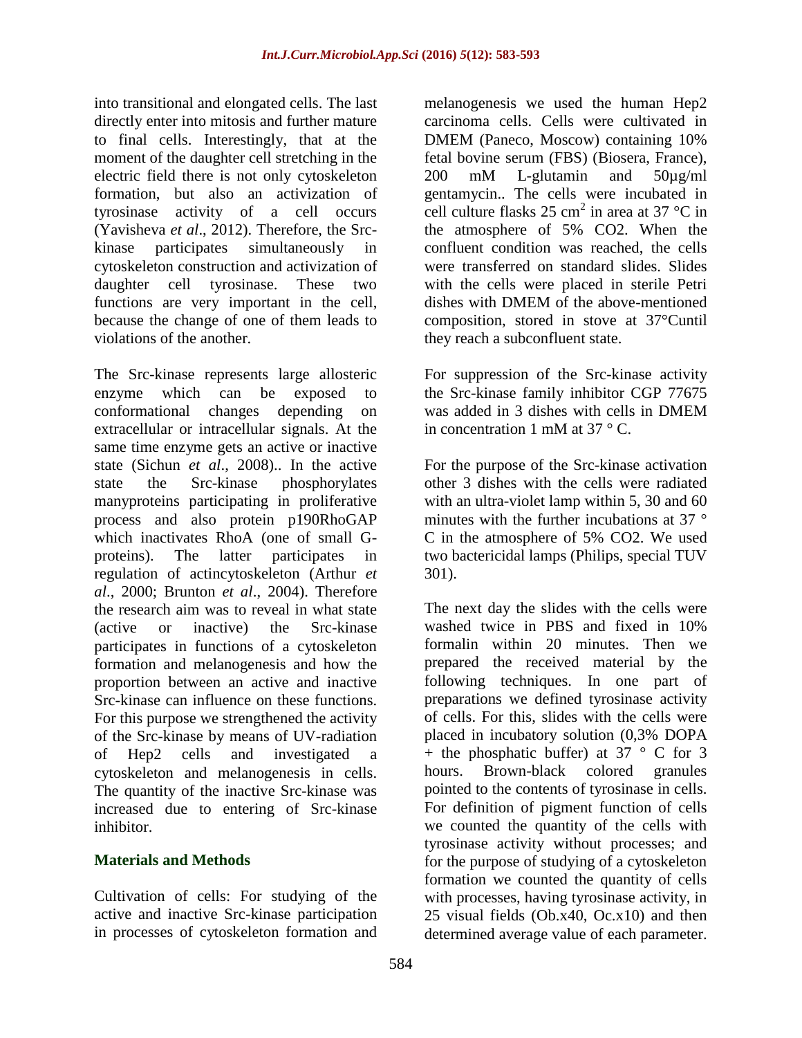into transitional and elongated cells. The last directly enter into mitosis and further mature to final cells. Interestingly, that at the moment of the daughter cell stretching in the electric field there is not only cytoskeleton formation, but also an activization of tyrosinase activity of a cell occurs (Yavisheva *et al*., 2012). Therefore, the Src-kinase participates simultaneously in cytoskeleton construction and activization of daughter cell tyrosinase. These two functions are very important in the cell, because the change of one of them leads to violations of the another.

The Src-kinase represents large allosteric enzyme which can be exposed to conformational changes depending on extracellular or intracellular signals. At the same time enzyme gets an active or inactive state (Sichun *et al*., 2008).. In the active state the Src-kinase phosphorylates manyproteins participating in proliferative process and also protein p190RhoGAP which inactivates RhoA (one of small G-proteins). The latter participates in regulation of actincytoskeleton (Arthur *et al*., 2000; Brunton *et al*., 2004). Therefore the research aim was to reveal in what state (active or inactive) the Src-kinase participates in functions of a cytoskeleton formation and melanogenesis and how the proportion between an active and inactive Src-kinase can influence on these functions. For this purpose we strengthened the activity of the Src-kinase by means of UV-radiation of Hep2 cells and investigated a cytoskeleton and melanogenesis in cells. The quantity of the inactive Src-kinase was increased due to entering of Src-kinase inhibitor.

## Materials and Methods

Cultivation of cells: For studying of the active and inactive Src-kinase participation in processes of cytoskeleton formation and melanogenesis we used the human Hep2 carcinoma cells. Cells were cultivated in DMEM (Paneco, Moscow) containing 10% fetal bovine serum (FBS) (Biosera, France), 200 mM L-glutamin and 50µg/ml gentamycin.. The cells were incubated in cell culture flasks 25 $cm^2$ in area at 37 °C in the atmosphere of 5% CO2. When the confluent condition was reached, the cells were transferred on standard slides. Slides with the cells were placed in sterile Petri dishes with DMEM of the above-mentioned composition, stored in stove at 37°Cuntil they reach a subconfluent state.

For suppression of the Src-kinase activity the Src-kinase family inhibitor CGP 77675 was added in 3 dishes with cells in DMEM in concentration 1 mM at 37 ° C.

For the purpose of the Src-kinase activation other 3 dishes with the cells were radiated with an ultra-violet lamp within 5, 30 and 60 minutes with the further incubations at 37 ° C in the atmosphere of 5% CO2. We used two bactericidal lamps (Philips, special TUV 301).

The next day the slides with the cells were washed twice in PBS and fixed in 10% formalin within 20 minutes. Then we prepared the received material by the following techniques. In one part of preparations we defined tyrosinase activity of cells. For this, slides with the cells were placed in incubatory solution (0,3% DOPA + the phosphatic buffer) at 37 ° C for 3 hours. Brown-black colored granules pointed to the contents of tyrosinase in cells. For definition of pigment function of cells we counted the quantity of the cells with tyrosinase activity without processes; and for the purpose of studying of a cytoskeleton formation we counted the quantity of cells with processes, having tyrosinase activity, in 25 visual fields (Ob.x40, Oc.x10) and then determined average value of each parameter.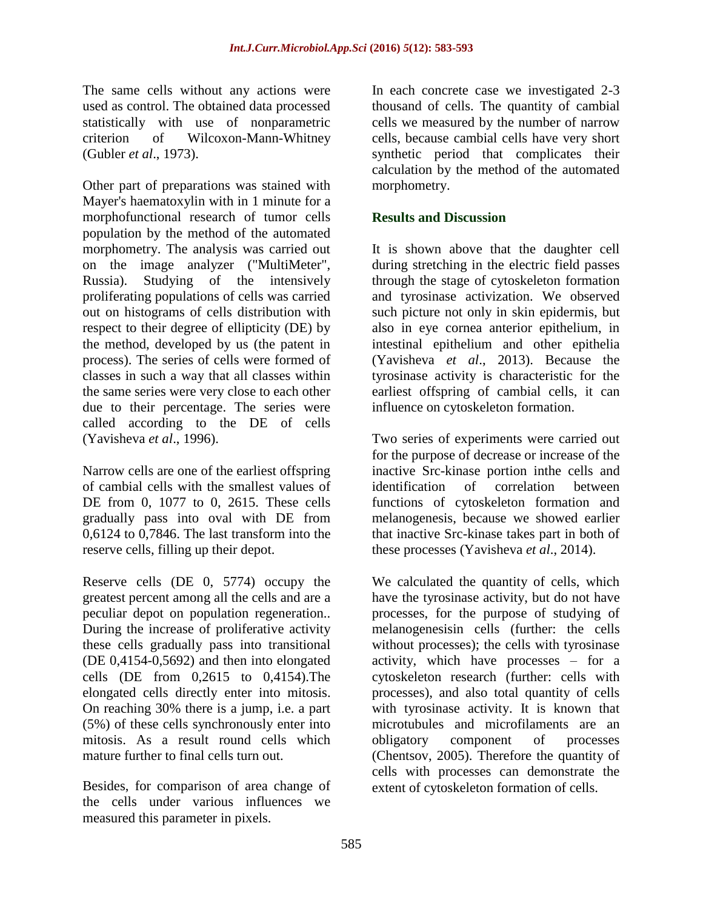The same cells without any actions were used as control. The obtained data processed statistically with use of nonparametric criterion of Wilcoxon-Mann-Whitney (Gubler *et al*., 1973).

Other part of preparations was stained with Mayer's haematoxylin with in 1 minute for a morphofunctional research of tumor cells population by the method of the automated morphometry. The analysis was carried out on the image analyzer ("MultiMeter", Russia). Studying of the intensively proliferating populations of cells was carried out on histograms of cells distribution with respect to their degree of ellipticity (DE) by the method, developed by us (the patent in process). The series of cells were formed of classes in such a way that all classes within the same series were very close to each other due to their percentage. The series were called according to the DE of cells (Yavisheva *et al*., 1996).

Narrow cells are one of the earliest offspring of cambial cells with the smallest values of DE from 0, 1077 to 0, 2615. These cells gradually pass into oval with DE from 0,6124 to 0,7846. The last transform into the reserve cells, filling up their depot.

Reserve cells (DE 0, 5774) occupy the greatest percent among all the cells and are a peculiar depot on population regeneration.. During the increase of proliferative activity these cells gradually pass into transitional (DE 0,4154-0,5692) and then into elongated cells (DE from 0,2615 to 0,4154).The elongated cells directly enter into mitosis. On reaching 30% there is a jump, i.e. a part (5%) of these cells synchronously enter into mitosis. As a result round cells which mature further to final cells turn out.

Besides, for comparison of area change of the cells under various influences we measured this parameter in pixels.

In each concrete case we investigated 2-3 thousand of cells. The quantity of cambial cells we measured by the number of narrow cells, because cambial cells have very short synthetic period that complicates their calculation by the method of the automated morphometry.

## Results and Discussion

It is shown above that the daughter cell during stretching in the electric field passes through the stage of cytoskeleton formation and tyrosinase activization. We observed such picture not only in skin epidermis, but also in eye cornea anterior epithelium, in intestinal epithelium and other epithelia (Yavisheva *et al*., 2013). Because the tyrosinase activity is characteristic for the earliest offspring of cambial cells, it can influence on cytoskeleton formation.

Two series of experiments were carried out for the purpose of decrease or increase of the inactive Src-kinase portion inthe cells and identification of correlation between functions of cytoskeleton formation and melanogenesis, because we showed earlier that inactive Src-kinase takes part in both of these processes (Yavisheva *et al*., 2014).

We calculated the quantity of cells, which have the tyrosinase activity, but do not have processes, for the purpose of studying of melanogenesisin cells (further: the cells without processes); the cells with tyrosinase activity, which have processes – for a cytoskeleton research (further: cells with processes), and also total quantity of cells with tyrosinase activity. It is known that microtubules and microfilaments are an obligatory component of processes (Chentsov, 2005). Therefore the quantity of cells with processes can demonstrate the extent of cytoskeleton formation of cells.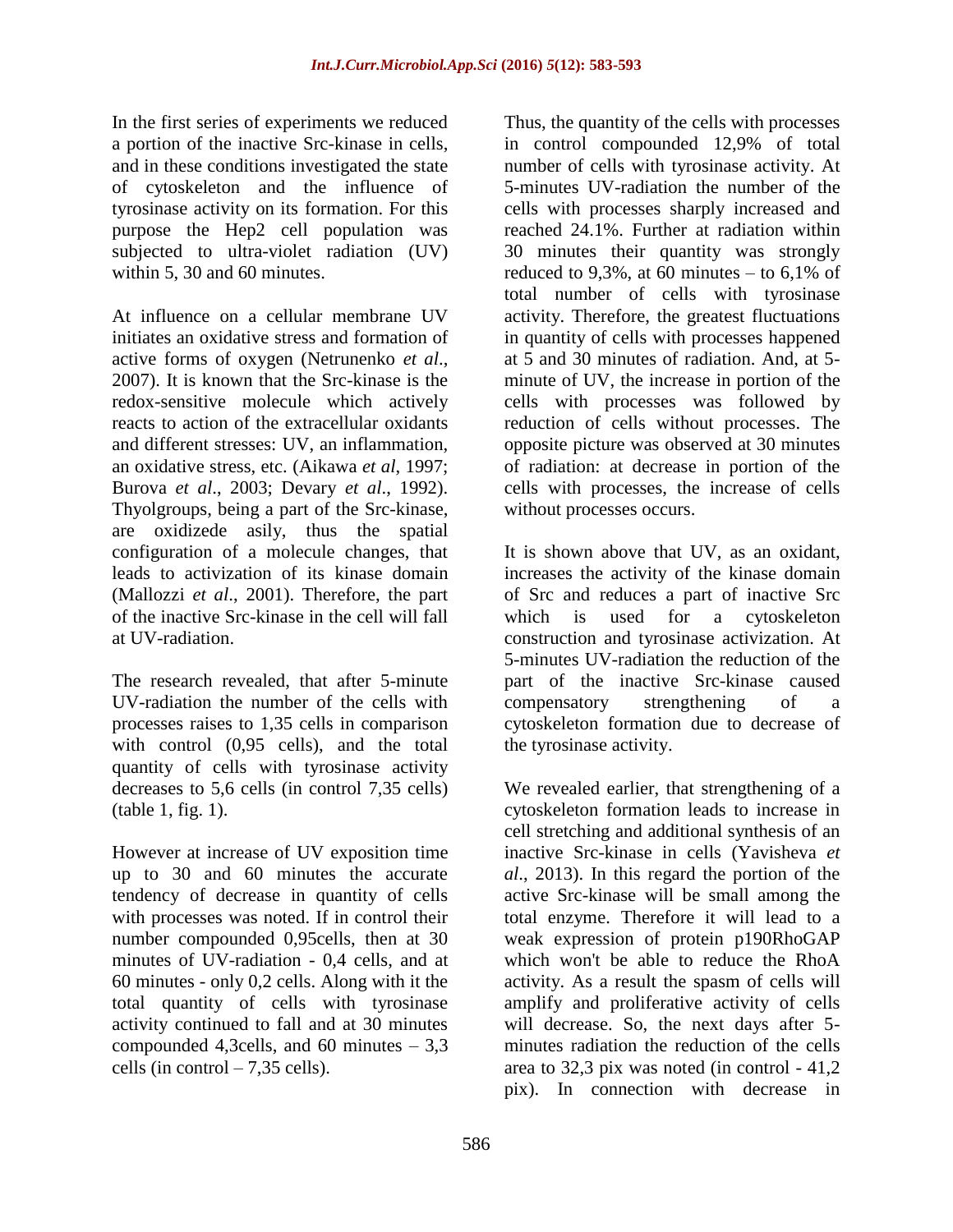In the first series of experiments we reduced a portion of the inactive Src-kinase in cells, and in these conditions investigated the state of cytoskeleton and the influence of tyrosinase activity on its formation. For this purpose the Hep2 cell population was subjected to ultra-violet radiation (UV) within 5, 30 and 60 minutes.

At influence on a cellular membrane UV initiates an oxidative stress and formation of active forms of oxygen (Netrunenko *et al*., 2007). It is known that the Src-kinase is the redox-sensitive molecule which actively reacts to action of the extracellular oxidants and different stresses: UV, an inflammation, an oxidative stress, etc. (Aikawa *et al*, 1997; Burova *et al*., 2003; Devary *et al*., 1992). Thyolgroups, being a part of the Src-kinase, are oxidizede asily, thus the spatial configuration of a molecule changes, that leads to activization of its kinase domain (Mallozzi *et al*., 2001). Therefore, the part of the inactive Src-kinase in the cell will fall at UV-radiation.

The research revealed, that after 5-minute UV-radiation the number of the cells with processes raises to 1,35 cells in comparison with control (0,95 cells), and the total quantity of cells with tyrosinase activity decreases to 5,6 cells (in control 7,35 cells) (table 1, fig. 1).

However at increase of UV exposition time up to 30 and 60 minutes the accurate tendency of decrease in quantity of cells with processes was noted. If in control their number compounded 0,95cells, then at 30 minutes of UV-radiation - 0,4 cells, and at 60 minutes - only 0,2 cells. Along with it the total quantity of cells with tyrosinase activity continued to fall and at 30 minutes compounded 4,3cells, and 60 minutes – 3,3 cells (in control – 7,35 cells).

Thus, the quantity of the cells with processes in control compounded 12,9% of total number of cells with tyrosinase activity. At 5-minutes UV-radiation the number of the cells with processes sharply increased and reached 24.1%. Further at radiation within 30 minutes their quantity was strongly reduced to 9,3%, at 60 minutes – to 6,1% of total number of cells with tyrosinase activity. Therefore, the greatest fluctuations in quantity of cells with processes happened at 5 and 30 minutes of radiation. And, at 5-minute of UV, the increase in portion of the cells with processes was followed by reduction of cells without processes. The opposite picture was observed at 30 minutes of radiation: at decrease in portion of the cells with processes, the increase of cells without processes occurs.

It is shown above that UV, as an oxidant, increases the activity of the kinase domain of Src and reduces a part of inactive Src which is used for a cytoskeleton construction and tyrosinase activization. At 5-minutes UV-radiation the reduction of the part of the inactive Src-kinase caused compensatory strengthening of a cytoskeleton formation due to decrease of the tyrosinase activity.

We revealed earlier, that strengthening of a cytoskeleton formation leads to increase in cell stretching and additional synthesis of an inactive Src-kinase in cells (Yavisheva *et al*., 2013). In this regard the portion of the active Src-kinase will be small among the total enzyme. Therefore it will lead to a weak expression of protein p190RhoGAP which won't be able to reduce the RhoA activity. As a result the spasm of cells will amplify and proliferative activity of cells will decrease. So, the next days after 5-minutes radiation the reduction of the cells area to 32,3 pix was noted (in control - 41,2 pix). In connection with decrease in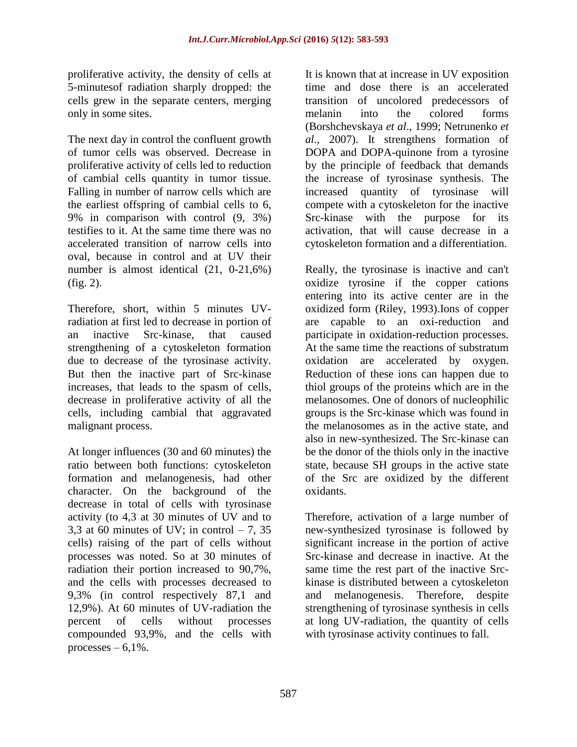proliferative activity, the density of cells at 5-minutesof radiation sharply dropped: the cells grew in the separate centers, merging only in some sites.

The next day in control the confluent growth of tumor cells was observed. Decrease in proliferative activity of cells led to reduction of cambial cells quantity in tumor tissue. Falling in number of narrow cells which are the earliest offspring of cambial cells to 6, 9% in comparison with control (9, 3%) testifies to it. At the same time there was no accelerated transition of narrow cells into oval, because in control and at UV their number is almost identical (21, 0-21,6%) (fig. 2).

Therefore, short, within 5 minutes UV-radiation at first led to decrease in portion of an inactive Src-kinase, that caused strengthening of a cytoskeleton formation due to decrease of the tyrosinase activity. But then the inactive part of Src-kinase increases, that leads to the spasm of cells, decrease in proliferative activity of all the cells, including cambial that aggravated malignant process.

At longer influences (30 and 60 minutes) the ratio between both functions: cytoskeleton formation and melanogenesis, had other character. On the background of the decrease in total of cells with tyrosinase activity (to 4,3 at 30 minutes of UV and to 3,3 at 60 minutes of UV; in control – 7, 35 cells) raising of the part of cells without processes was noted. So at 30 minutes of radiation their portion increased to 90,7%, and the cells with processes decreased to 9,3% (in control respectively 87,1 and 12,9%). At 60 minutes of UV-radiation the percent of cells without processes compounded 93,9%, and the cells with processes – 6,1%.

It is known that at increase in UV exposition time and dose there is an accelerated transition of uncolored predecessors of melanin into the colored forms (Borshchevskaya *et al*., 1999; Netrunenko *et al*., 2007). It strengthens formation of DOPA and DOPA-quinone from a tyrosine by the principle of feedback that demands the increase of tyrosinase synthesis. The increased quantity of tyrosinase will compete with a cytoskeleton for the inactive Src-kinase with the purpose for its activation, that will cause decrease in a cytoskeleton formation and a differentiation.

Really, the tyrosinase is inactive and can't oxidize tyrosine if the copper cations entering into its active center are in the oxidized form (Riley, 1993).Ions of copper are capable to an oxi-reduction and participate in oxidation-reduction processes. At the same time the reactions of substratum oxidation are accelerated by oxygen. Reduction of these ions can happen due to thiol groups of the proteins which are in the melanosomes. One of donors of nucleophilic groups is the Src-kinase which was found in the melanosomes as in the active state, and also in new-synthesized. The Src-kinase can be the donor of the thiols only in the inactive state, because SH groups in the active state of the Src are oxidized by the different oxidants.

Therefore, activation of a large number of new-synthesized tyrosinase is followed by significant increase in the portion of active Src-kinase and decrease in inactive. At the same time the rest part of the inactive Src-kinase is distributed between a cytoskeleton and melanogenesis. Therefore, despite strengthening of tyrosinase synthesis in cells at long UV-radiation, the quantity of cells with tyrosinase activity continues to fall.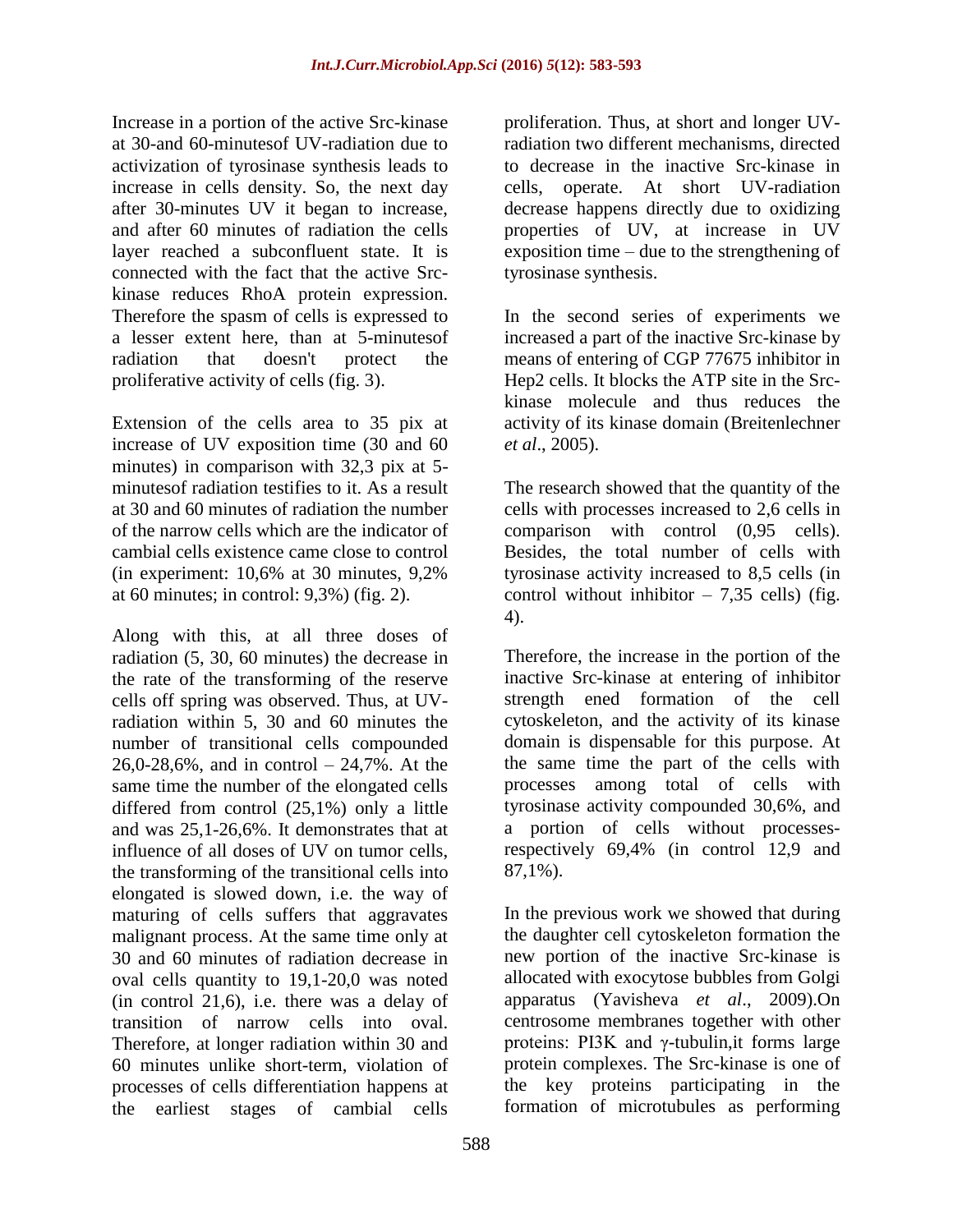Increase in a portion of the active Src-kinase at 30-and 60-minutesof UV-radiation due to activization of tyrosinase synthesis leads to increase in cells density. So, the next day after 30-minutes UV it began to increase, and after 60 minutes of radiation the cells layer reached a subconfluent state. It is connected with the fact that the active Src-kinase reduces RhoA protein expression. Therefore the spasm of cells is expressed to a lesser extent here, than at 5-minutesof radiation that doesn't protect the proliferative activity of cells (fig. 3).

Extension of the cells area to 35 pix at increase of UV exposition time (30 and 60 minutes) in comparison with 32,3 pix at 5-minutesof radiation testifies to it. As a result at 30 and 60 minutes of radiation the number of the narrow cells which are the indicator of cambial cells existence came close to control (in experiment: 10,6% at 30 minutes, 9,2% at 60 minutes; in control: 9,3%) (fig. 2).

Along with this, at all three doses of radiation (5, 30, 60 minutes) the decrease in the rate of the transforming of the reserve cells off spring was observed. Thus, at UV-radiation within 5, 30 and 60 minutes the number of transitional cells compounded 26,0-28,6%, and in control – 24,7%. At the same time the number of the elongated cells differed from control (25,1%) only a little and was 25,1-26,6%. It demonstrates that at influence of all doses of UV on tumor cells, the transforming of the transitional cells into elongated is slowed down, i.e. the way of maturing of cells suffers that aggravates malignant process. At the same time only at 30 and 60 minutes of radiation decrease in oval cells quantity to 19,1-20,0 was noted (in control 21,6), i.e. there was a delay of transition of narrow cells into oval. Therefore, at longer radiation within 30 and 60 minutes unlike short-term, violation of processes of cells differentiation happens at the earliest stages of cambial cells proliferation. Thus, at short and longer UV-radiation two different mechanisms, directed to decrease in the inactive Src-kinase in cells, operate. At short UV-radiation decrease happens directly due to oxidizing properties of UV, at increase in UV exposition time – due to the strengthening of tyrosinase synthesis.

In the second series of experiments we increased a part of the inactive Src-kinase by means of entering of CGP 77675 inhibitor in Hep2 cells. It blocks the ATP site in the Src-kinase molecule and thus reduces the activity of its kinase domain (Breitenlechner *et al*., 2005).

The research showed that the quantity of the cells with processes increased to 2,6 cells in comparison with control (0,95 cells). Besides, the total number of cells with tyrosinase activity increased to 8,5 cells (in control without inhibitor – 7,35 cells) (fig. 4).

Therefore, the increase in the portion of the inactive Src-kinase at entering of inhibitor strength ened formation of the cell cytoskeleton, and the activity of its kinase domain is dispensable for this purpose. At the same time the part of the cells with processes among total of cells with tyrosinase activity compounded 30,6%, and a portion of cells without processes-respectively 69,4% (in control 12,9 and 87,1%).

In the previous work we showed that during the daughter cell cytoskeleton formation the new portion of the inactive Src-kinase is allocated with exocytose bubbles from Golgi apparatus (Yavisheva *et al*., 2009).On centrosome membranes together with other proteins: PI3K and γ-tubulin,it forms large protein complexes. The Src-kinase is one of the key proteins participating in the formation of microtubules as performing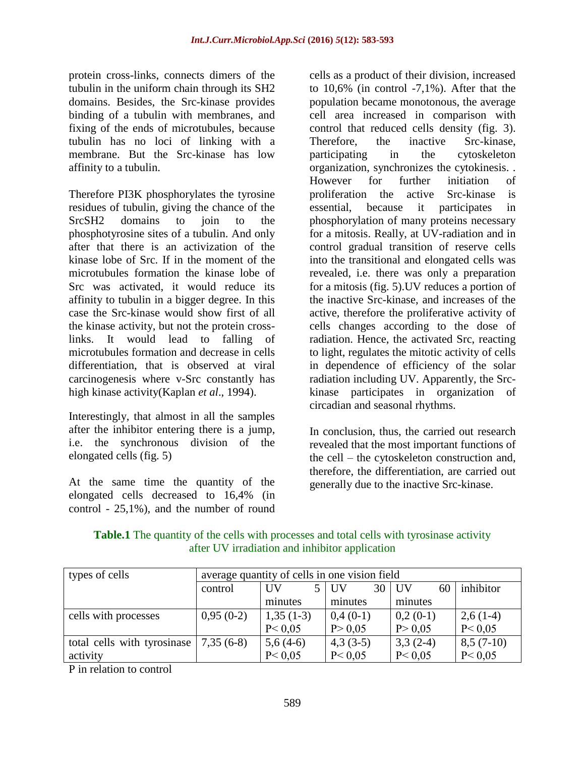protein cross-links, connects dimers of the tubulin in the uniform chain through its SH2 domains. Besides, the Src-kinase provides binding of a tubulin with membranes, and fixing of the ends of microtubules, because tubulin has no loci of linking with a membrane. But the Src-kinase has low affinity to a tubulin.

Therefore PI3K phosphorylates the tyrosine residues of tubulin, giving the chance of the SrcSH2 domains to join to the phosphotyrosine sites of a tubulin. And only after that there is an activization of the kinase lobe of Src. If in the moment of the microtubules formation the kinase lobe of Src was activated, it would reduce its affinity to tubulin in a bigger degree. In this case the Src-kinase would show first of all the kinase activity, but not the protein cross-links. It would lead to falling of microtubules formation and decrease in cells differentiation, that is observed at viral carcinogenesis where v-Src constantly has high kinase activity(Kaplan *et al*., 1994).

Interestingly, that almost in all the samples after the inhibitor entering there is a jump, i.e. the synchronous division of the elongated cells (fig. 5)

At the same time the quantity of the elongated cells decreased to 16,4% (in control - 25,1%), and the number of round cells as a product of their division, increased to 10,6% (in control -7,1%). After that the population became monotonous, the average cell area increased in comparison with control that reduced cells density (fig. 3). Therefore, the inactive Src-kinase, participating in the cytoskeleton organization, synchronizes the cytokinesis. . However for further initiation of proliferation the active Src-kinase is essential, because it participates in phosphorylation of many proteins necessary for a mitosis. Really, at UV-radiation and in control gradual transition of reserve cells into the transitional and elongated cells was revealed, i.e. there was only a preparation for a mitosis (fig. 5).UV reduces a portion of the inactive Src-kinase, and increases of the active, therefore the proliferative activity of cells changes according to the dose of radiation. Hence, the activated Src, reacting to light, regulates the mitotic activity of cells in dependence of efficiency of the solar radiation including UV. Apparently, the Src-kinase participates in organization of circadian and seasonal rhythms.

In conclusion, thus, the carried out research revealed that the most important functions of the cell – the cytoskeleton construction and, therefore, the differentiation, are carried out generally due to the inactive Src-kinase.

**Table.1** The quantity of the cells with processes and total cells with tyrosinase activity after UV irradiation and inhibitor application

| types of cells | average quantity of cells in one vision field | | | | |
|---|---|---|---|---|---|
| | control | UV 5 minutes | UV 30 minutes | UV 60 minutes | inhibitor |
| cells with processes | 0,95 (0-2) | 1,35 (1-3) P< 0,05 | 0,4 (0-1) P> 0,05 | 0,2 (0-1) P> 0,05 | 2,6 (1-4) P< 0,05 |
| total cells with tyrosinase activity | 7,35 (6-8) | 5,6 (4-6) P< 0,05 | 4,3 (3-5) P< 0,05 | 3,3 (2-4) P< 0,05 | 8,5 (7-10) P< 0,05 |

P in relation to control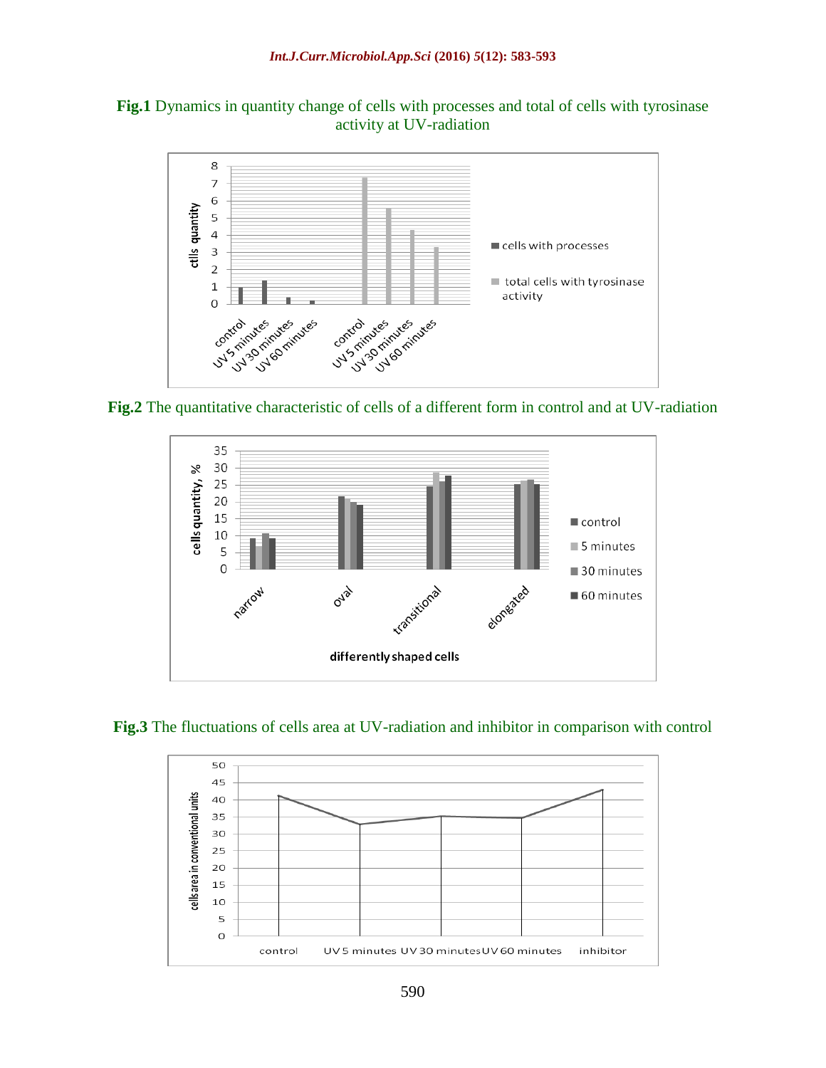**Fig.1** Dynamics in quantity change of cells with processes and total of cells with tyrosinase activity at UV-radiation

**Fig.2** The quantitative characteristic of cells of a different form in control and at UV-radiation

**Fig.3** The fluctuations of cells area at UV-radiation and inhibitor in comparison with control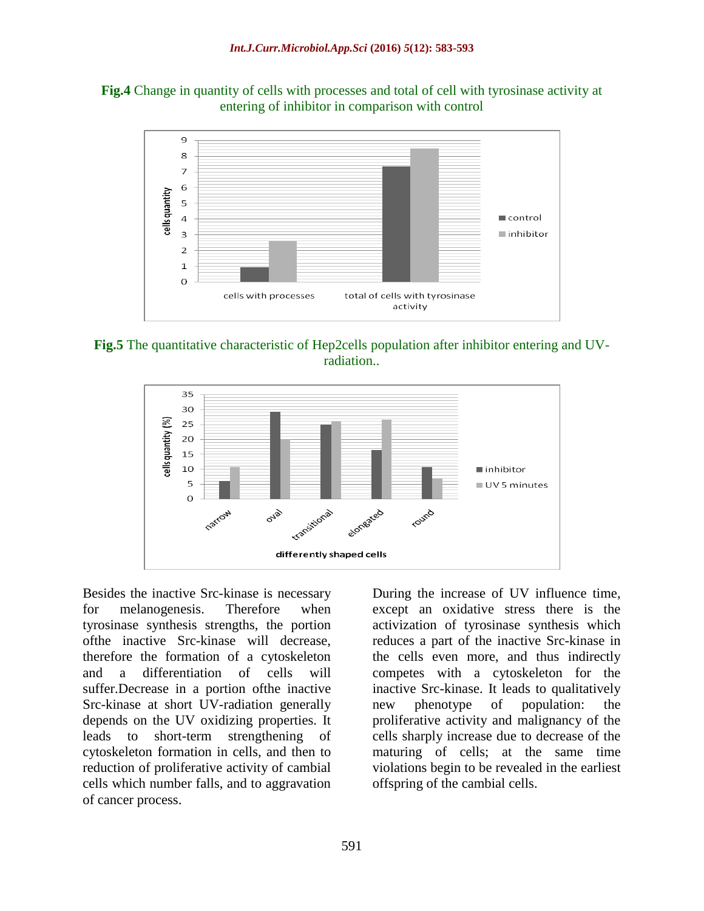**Fig.4** Change in quantity of cells with processes and total of cell with tyrosinase activity at entering of inhibitor in comparison with control

**Fig.5** The quantitative characteristic of Hep2cells population after inhibitor entering and UV-radiation..

Besides the inactive Src-kinase is necessary for melanogenesis. Therefore when tyrosinase synthesis strengths, the portion ofthe inactive Src-kinase will decrease, therefore the formation of a cytoskeleton and a differentiation of cells will suffer.Decrease in a portion ofthe inactive Src-kinase at short UV-radiation generally depends on the UV oxidizing properties. It leads to short-term strengthening of cytoskeleton formation in cells, and then to reduction of proliferative activity of cambial cells which number falls, and to aggravation of cancer process.

During the increase of UV influence time, except an oxidative stress there is the activization of tyrosinase synthesis which reduces a part of the inactive Src-kinase in the cells even more, and thus indirectly competes with a cytoskeleton for the inactive Src-kinase. It leads to qualitatively new phenotype of population: the proliferative activity and malignancy of the cells sharply increase due to decrease of the maturing of cells; at the same time violations begin to be revealed in the earliest offspring of the cambial cells.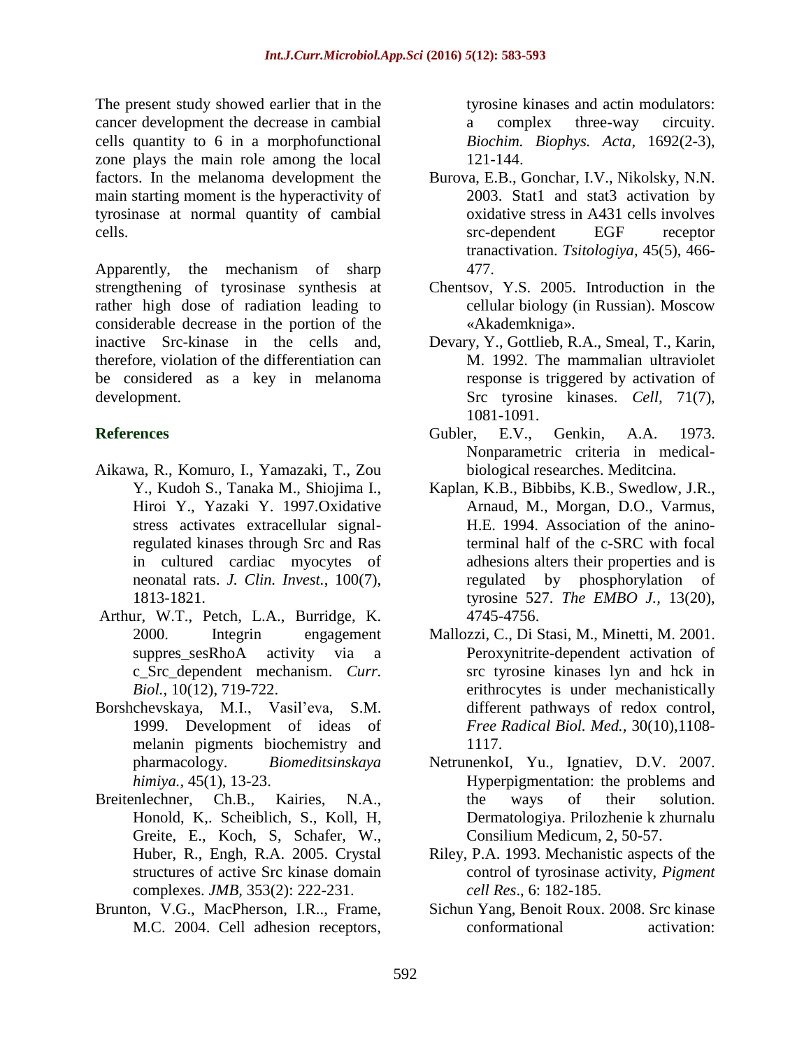The present study showed earlier that in the cancer development the decrease in cambial cells quantity to 6 in a morphofunctional zone plays the main role among the local factors. In the melanoma development the main starting moment is the hyperactivity of tyrosinase at normal quantity of cambial cells.

Apparently, the mechanism of sharp strengthening of tyrosinase synthesis at rather high dose of radiation leading to considerable decrease in the portion of the inactive Src-kinase in the cells and, therefore, violation of the differentiation can be considered as a key in melanoma development.

## References

Aikawa, R., Komuro, I., Yamazaki, T., Zou Y., Kudoh S., Tanaka M., Shiojima I., Hiroi Y., Yazaki Y. 1997.Oxidative stress activates extracellular signal-regulated kinases through Src and Ras in cultured cardiac myocytes of neonatal rats. *J. Clin. Invest.*, 100(7), 1813-1821.

Arthur, W.T., Petch, L.A., Burridge, K. 2000. Integrin engagement suppres_sesRhoA activity via a c_Src_dependent mechanism. *Curr. Biol.,* 10(12), 719-722.

Borshchevskaya, M.I., Vasil'eva, S.M. 1999. Development of ideas of melanin pigments biochemistry and pharmacology. *Biomeditsinskaya himiya.,* 45(1), 13-23.

Breitenlechner, Ch.B., Kairies, N.A., Honold, K,. Scheiblich, S., Koll, H, Greite, E., Koch, S, Schafer, W., Huber, R., Engh, R.A. 2005. Crystal structures of active Src kinase domain complexes. *JMB,* 353(2): 222-231.

Brunton, V.G., MacPherson, I.R.., Frame, M.C. 2004. Cell adhesion receptors, tyrosine kinases and actin modulators: a complex three-way circuity. *Biochim. Biophys. Acta,* 1692(2-3), 121-144.

Burova, E.B., Gonchar, I.V., Nikolsky, N.N. 2003. Stat1 and stat3 activation by oxidative stress in A431 cells involves src-dependent EGF receptor tranactivation. *Tsitologiya,* 45(5), 466-477.

Chentsov, Y.S. 2005. Introduction in the cellular biology (in Russian). Moscow «Akademkniga».

Devary, Y., Gottlieb, R.A., Smeal, T., Karin, M. 1992. The mammalian ultraviolet response is triggered by activation of Src tyrosine kinases. *Cell,* 71(7), 1081-1091.

Gubler, E.V., Genkin, A.A. 1973. Nonparametric criteria in medical-biological researches. Meditcina.

Kaplan, K.B., Bibbibs, K.B., Swedlow, J.R., Arnaud, M., Morgan, D.O., Varmus, H.E. 1994. Association of the anino-terminal half of the c-SRC with focal adhesions alters their properties and is regulated by phosphorylation of tyrosine 527. *The EMBO J.,* 13(20), 4745-4756.

Mallozzi, C., Di Stasi, M., Minetti, M. 2001. Peroxynitrite-dependent activation of src tyrosine kinases lyn and hck in erithrocytes is under mechanistically different pathways of redox control, *Free Radical Biol. Med.,* 30(10),1108-1117.

NetrunenkoI, Yu., Ignatiev, D.V. 2007. Hyperpigmentation: the problems and the ways of their solution. Dermatologiya. Prilozhenie k zhurnalu Consilium Medicum, 2, 50-57.

Riley, P.A. 1993. Mechanistic aspects of the control of tyrosinase activity, *Pigment cell Res*., 6: 182-185.

Sichun Yang, Benoit Roux. 2008. Src kinase conformational activation: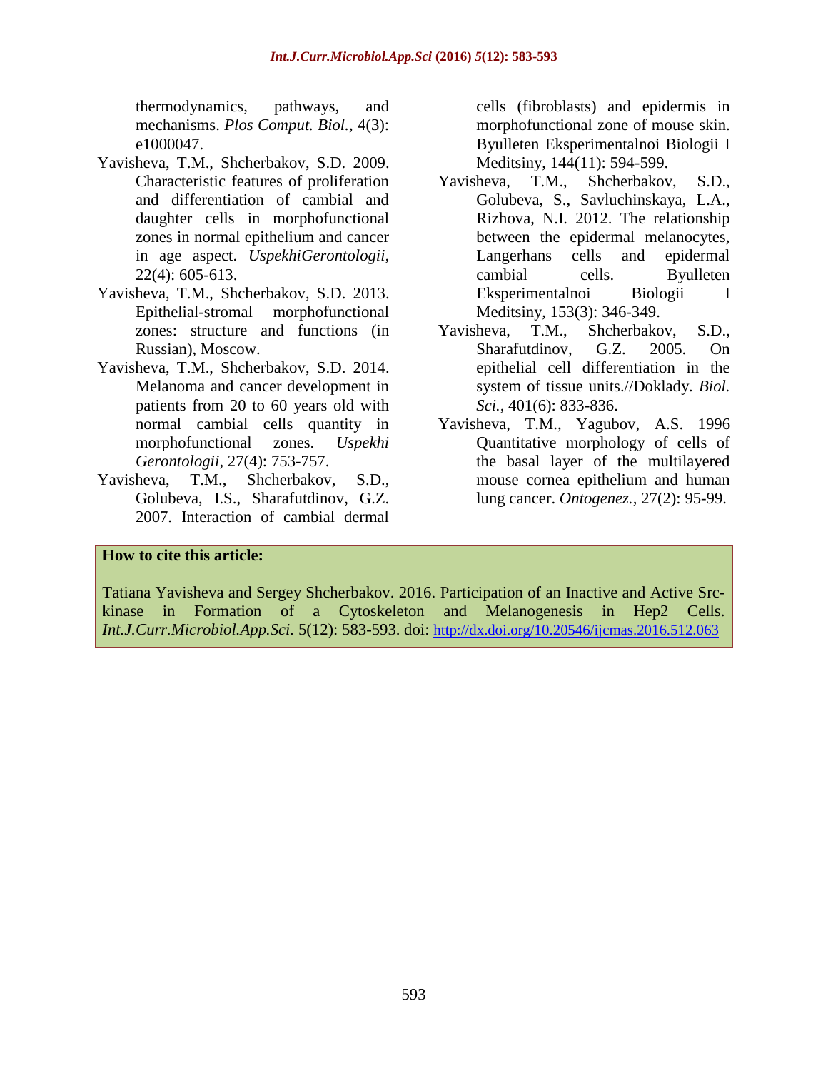thermodynamics, pathways, and mechanisms. *Plos Comput. Biol.,* 4(3): e1000047.

Yavisheva, T.M., Shcherbakov, S.D. 2009. Characteristic features of proliferation and differentiation of cambial and daughter cells in morphofunctional zones in normal epithelium and cancer in age aspect. *UspekhiGerontologii*, 22(4): 605-613.

Yavisheva, T.M., Shcherbakov, S.D. 2013. Epithelial-stromal morphofunctional zones: structure and functions (in Russian), Moscow.

Yavisheva, T.M., Shcherbakov, S.D. 2014. Melanoma and cancer development in patients from 20 to 60 years old with normal cambial cells quantity in morphofunctional zones. *Uspekhi Gerontologii*, 27(4): 753-757.

Yavisheva, T.M., Shcherbakov, S.D., Golubeva, I.S., Sharafutdinov, G.Z. 2007. Interaction of cambial dermal cells (fibroblasts) and epidermis in morphofunctional zone of mouse skin. Byulleten Eksperimentalnoi Biologii I Meditsiny, 144(11): 594-599.

Yavisheva, T.M., Shcherbakov, S.D., Golubeva, S., Savluchinskaya, L.A., Rizhova, N.I. 2012. The relationship between the epidermal melanocytes, Langerhans cells and epidermal cambial cells. Byulleten Eksperimentalnoi Biologii I Meditsiny, 153(3): 346-349.

Yavisheva, T.M., Shcherbakov, S.D., Sharafutdinov, G.Z. 2005. On epithelial cell differentiation in the system of tissue units.//Doklady. *Biol. Sci.,* 401(6): 833-836.

Yavisheva, T.M., Yagubov, A.S. 1996 Quantitative morphology of cells of the basal layer of the multilayered mouse cornea epithelium and human lung cancer. *Ontogenez.,* 27(2): 95-99.

**How to cite this article:**

Tatiana Yavisheva and Sergey Shcherbakov. 2016. Participation of an Inactive and Active Src-kinase in Formation of a Cytoskeleton and Melanogenesis in Hep2 Cells. *Int.J.Curr.Microbiol.App.Sci.* 5(12): 583-593. doi: http://dx.doi.org/10.20546/ijcmas.2016.512.063